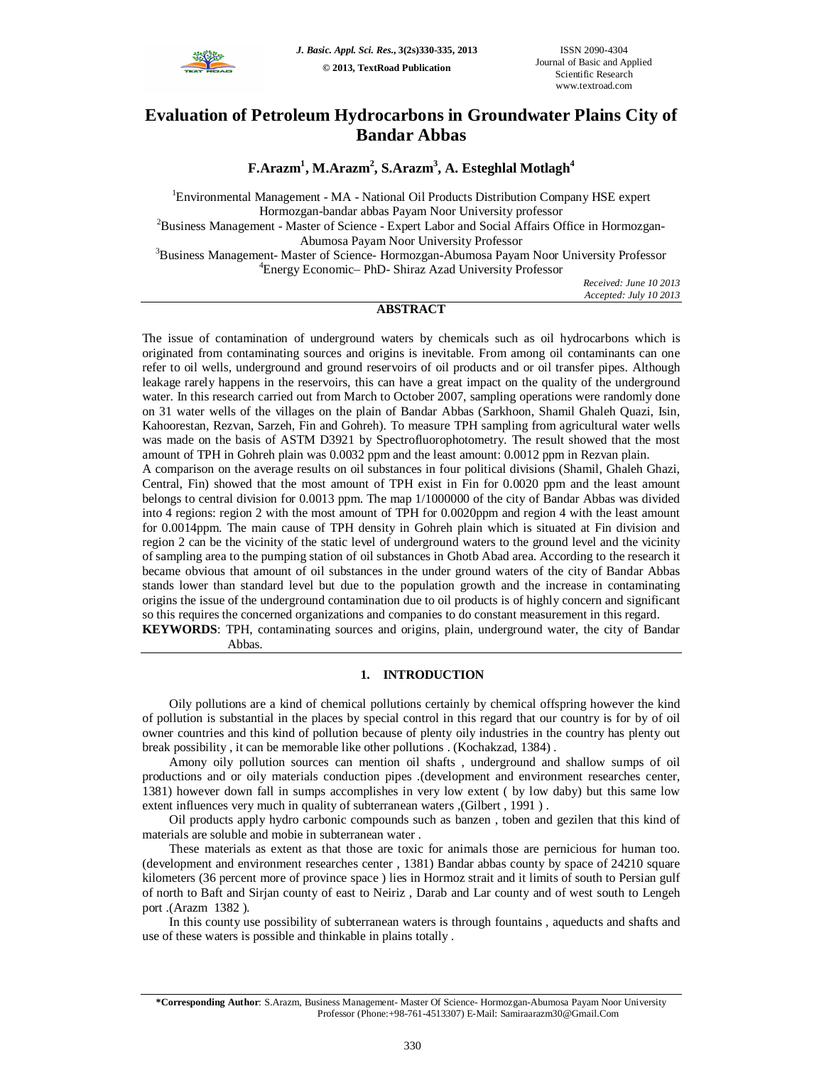# Evaluation of Petroleum Hydrocarbons in Groundwater Plains City of Bandar Abbas

**F.Arazm[1], M.Arazm[2], S.Arazm[3], A. Esteghlal Motlagh[4]**

[1]Environmental Management - MA - National Oil Products Distribution Company HSE expert Hormozgan-bandar abbas Payam Noor University professor
[2]Business Management - Master of Science - Expert Labor and Social Affairs Office in Hormozgan-Abumosa Payam Noor University Professor
[3]Business Management- Master of Science- Hormozgan-Abumosa Payam Noor University Professor
[4]Energy Economic– PhD- Shiraz Azad University Professor

*Received: June 10 2013*
*Accepted: July 10 2013*

## ABSTRACT

The issue of contamination of underground waters by chemicals such as oil hydrocarbons which is originated from contaminating sources and origins is inevitable. From among oil contaminants can one refer to oil wells, underground and ground reservoirs of oil products and or oil transfer pipes. Although leakage rarely happens in the reservoirs, this can have a great impact on the quality of the underground water. In this research carried out from March to October 2007, sampling operations were randomly done on 31 water wells of the villages on the plain of Bandar Abbas (Sarkhoon, Shamil Ghaleh Quazi, Isin, Kahoorestan, Rezvan, Sarzeh, Fin and Gohreh). To measure TPH sampling from agricultural water wells was made on the basis of ASTM D3921 by Spectrofluorophotometry. The result showed that the most amount of TPH in Gohreh plain was 0.0032 ppm and the least amount: 0.0012 ppm in Rezvan plain.

A comparison on the average results on oil substances in four political divisions (Shamil, Ghaleh Ghazi, Central, Fin) showed that the most amount of TPH exist in Fin for 0.0020 ppm and the least amount belongs to central division for 0.0013 ppm. The map 1/1000000 of the city of Bandar Abbas was divided into 4 regions: region 2 with the most amount of TPH for 0.0020ppm and region 4 with the least amount for 0.0014ppm. The main cause of TPH density in Gohreh plain which is situated at Fin division and region 2 can be the vicinity of the static level of underground waters to the ground level and the vicinity of sampling area to the pumping station of oil substances in Ghotb Abad area. According to the research it became obvious that amount of oil substances in the under ground waters of the city of Bandar Abbas stands lower than standard level but due to the population growth and the increase in contaminating origins the issue of the underground contamination due to oil products is of highly concern and significant so this requires the concerned organizations and companies to do constant measurement in this regard.

**KEYWORDS**: TPH, contaminating sources and origins, plain, underground water, the city of Bandar Abbas.

## 1. INTRODUCTION

Oily pollutions are a kind of chemical pollutions certainly by chemical offspring however the kind of pollution is substantial in the places by special control in this regard that our country is for by of oil owner countries and this kind of pollution because of plenty oily industries in the country has plenty out break possibility , it can be memorable like other pollutions . (Kochakzad, 1384) .

Amony oily pollution sources can mention oil shafts , underground and shallow sumps of oil productions and or oily materials conduction pipes .(development and environment researches center, 1381) however down fall in sumps accomplishes in very low extent ( by low daby) but this same low extent influences very much in quality of subterranean waters ,(Gilbert , 1991 ) .

Oil products apply hydro carbonic compounds such as banzen , toben and gezilen that this kind of materials are soluble and mobie in subterranean water .

These materials as extent as that those are toxic for animals those are pernicious for human too. (development and environment researches center , 1381) Bandar abbas county by space of 24210 square kilometers (36 percent more of province space ) lies in Hormoz strait and it limits of south to Persian gulf of north to Baft and Sirjan county of east to Neiriz , Darab and Lar county and of west south to Lengeh port .(Arazm 1382 ).

In this county use possibility of subterranean waters is through fountains , aqueducts and shafts and use of these waters is possible and thinkable in plains totally .

---

**\*Corresponding Author**: S.Arazm, Business Management- Master Of Science- Hormozgan-Abumosa Payam Noor University Professor (Phone:+98-761-4513307) E-Mail: Samiraarazm30@Gmail.Com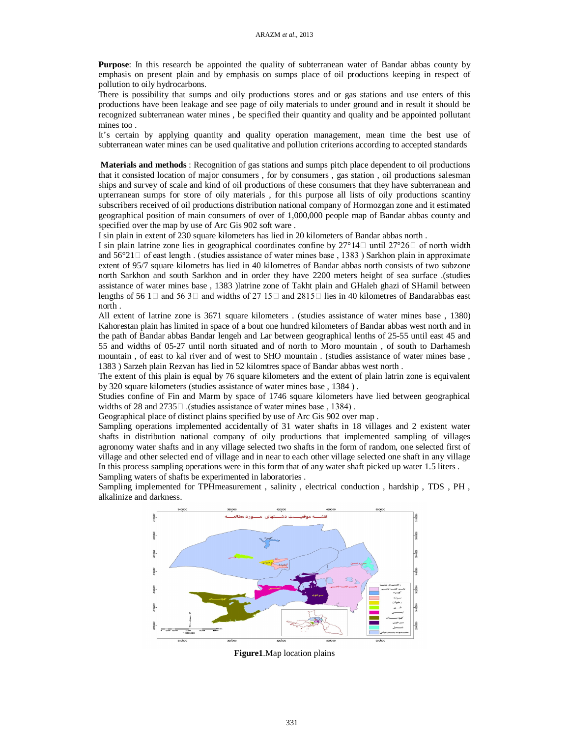**Purpose**: In this research be appointed the quality of subterranean water of Bandar abbas county by emphasis on present plain and by emphasis on sumps place of oil productions keeping in respect of pollution to oily hydrocarbons.

There is possibility that sumps and oily productions stores and or gas stations and use enters of this productions have been leakage and see page of oily materials to under ground and in result it should be recognized subterranean water mines , be specified their quantity and quality and be appointed pollutant mines too .

It's certain by applying quantity and quality operation management, mean time the best use of subterranean water mines can be used qualitative and pollution criterions according to accepted standards

**Materials and methods** : Recognition of gas stations and sumps pitch place dependent to oil productions that it consisted location of major consumers , for by consumers , gas station , oil productions salesman ships and survey of scale and kind of oil productions of these consumers that they have subterranean and upterranean sumps for store of oily materials , for this purpose all lists of oily productions scantiny subscribers received of oil productions distribution national company of Hormozgan zone and it estimated geographical position of main consumers of over of 1,000,000 people map of Bandar abbas county and specified over the map by use of Arc Gis 902 soft ware .

I sin plain in extent of 230 square kilometers has lied in 20 kilometers of Bandar abbas north .

I sin plain latrine zone lies in geographical coordinates confine by 27°14′ until 27°26′ of north width and 56°21′ of east length . (studies assistance of water mines base , 1383 ) Sarkhon plain in approximate extent of 95/7 square kilometrs has lied in 40 kilometres of Bandar abbas north consists of two subzone north Sarkhon and south Sarkhon and in order they have 2200 meters height of sea surface .(studies assistance of water mines base , 1383 )latrine zone of Takht plain and GHaleh ghazi of SHamil between lengths of 56 1′ and 56 3′ and widths of 27 15′ and 2815′ lies in 40 kilometres of Bandarabbas east north .

All extent of latrine zone is 3671 square kilometers . (studies assistance of water mines base , 1380) Kahorestan plain has limited in space of a bout one hundred kilometers of Bandar abbas west north and in the path of Bandar abbas Bandar lengeh and Lar between geographical lenths of 25-55 until east 45 and 55 and widths of 05-27 until north situated and of north to Moro mountain , of south to Darhamesh mountain , of east to kal river and of west to SHO mountain . (studies assistance of water mines base , 1383 ) Sarzeh plain Rezvan has lied in 52 kilomtres space of Bandar abbas west north .

The extent of this plain is equal by 76 square kilometers and the extent of plain latrin zone is equivalent by 320 square kilometers (studies assistance of water mines base , 1384 ) .

Studies confine of Fin and Marm by space of 1746 square kilometers have lied between geographical widths of 28 and 2735′ .(studies assistance of water mines base , 1384) .

Geographical place of distinct plains specified by use of Arc Gis 902 over map .

Sampling operations implemented accidentally of 31 water shafts in 18 villages and 2 existent water shafts in distribution national company of oily productions that implemented sampling of villages agronomy water shafts and in any village selected two shafts in the form of random, one selected first of village and other selected end of village and in near to each other village selected one shaft in any village In this process sampling operations were in this form that of any water shaft picked up water 1.5 liters .

Sampling waters of shafts be experimented in laboratories .

Sampling implemented for TPHmeasurement , salinity , electrical conduction , hardship , TDS , PH , alkalinize and darkness.

**Figure1**.Map location plains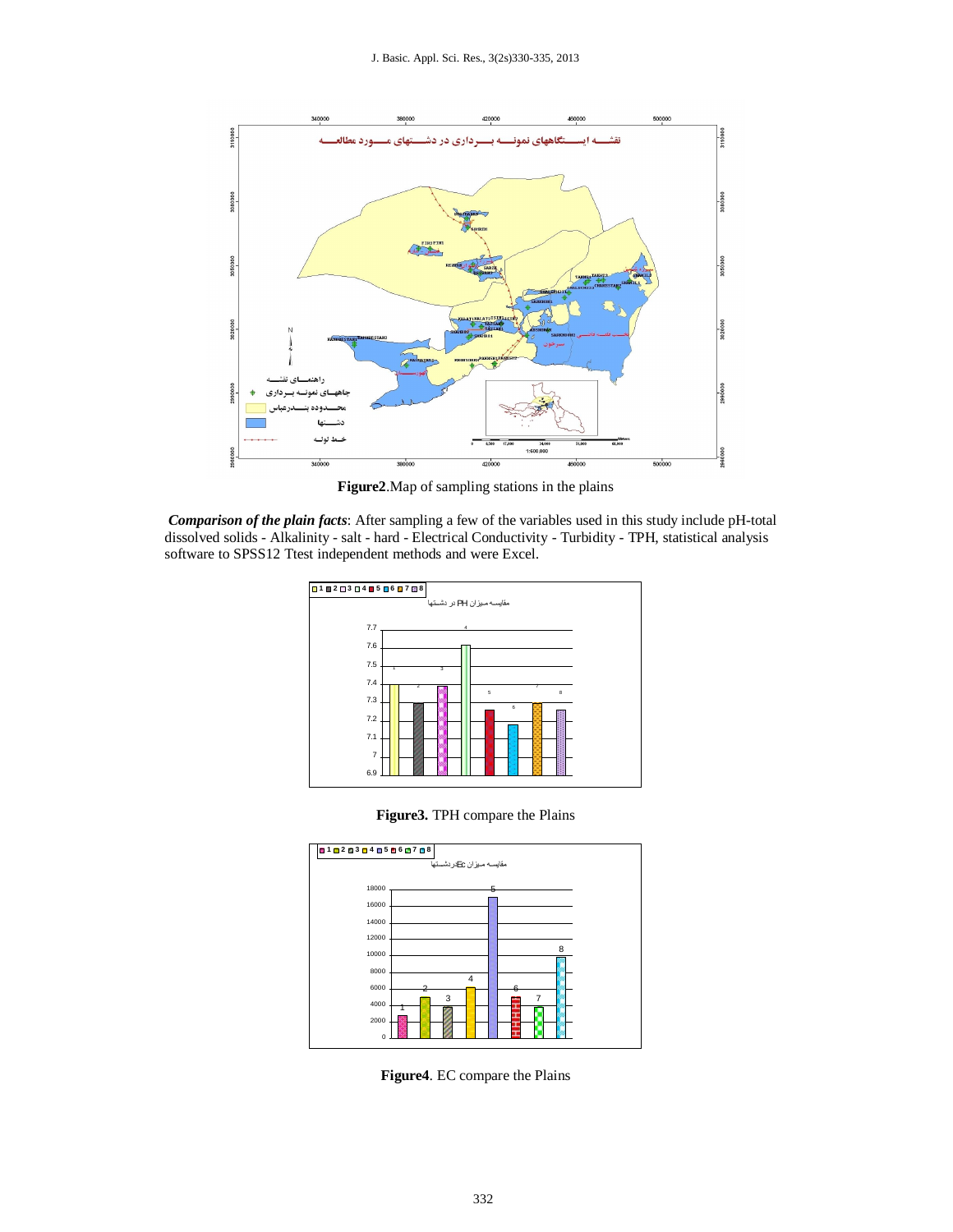**Figure2**.Map of sampling stations in the plains

***Comparison of the plain facts***: After sampling a few of the variables used in this study include pH-total dissolved solids - Alkalinity - salt - hard - Electrical Conductivity - Turbidity - TPH, statistical analysis software to SPSS12 Ttest independent methods and were Excel.

**Figure3.** TPH compare the Plains

**Figure4**. EC compare the Plains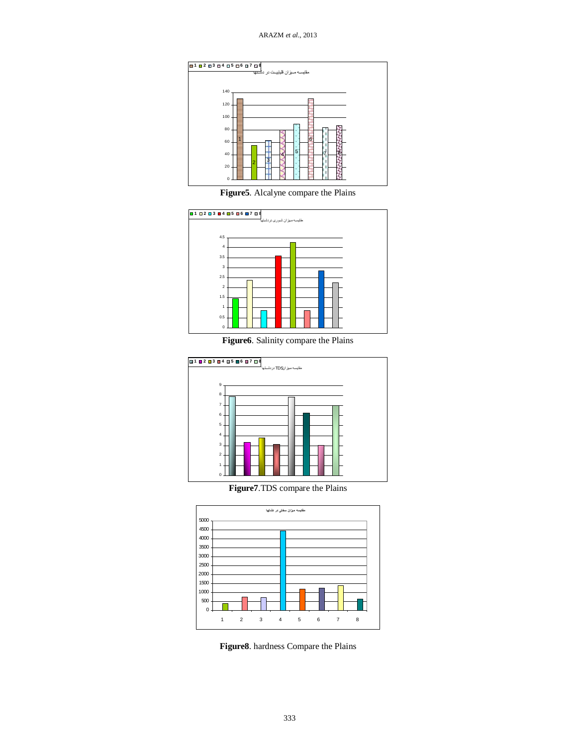**Figure5**. Alcalyne compare the Plains

**Figure6**. Salinity compare the Plains

**Figure7**.TDS compare the Plains

**Figure8**. hardness Compare the Plains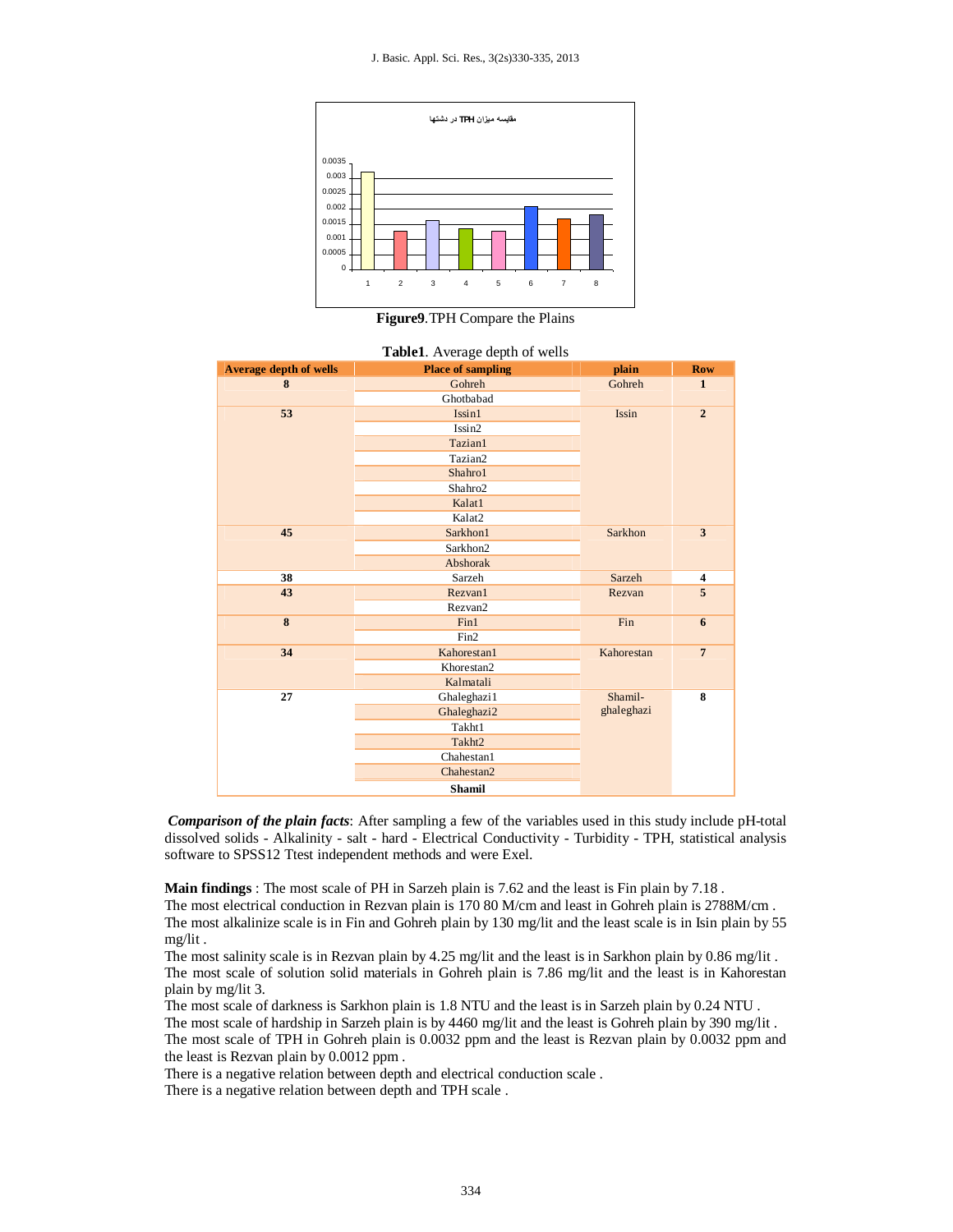Figure9.TPH Compare the Plains

**Table1**. Average depth of wells

| Average depth of wells | Place of sampling | plain | Row |
|---|---|---|---|
| **8** | Gohreh | Gohreh | **1** |
| | Ghotbabad | | |
| **53** | Issin1 | Issin | **2** |
| | Issin2 | | |
| | Tazian1 | | |
| | Tazian2 | | |
| | Shahro1 | | |
| | Shahro2 | | |
| | Kalat1 | | |
| | Kalat2 | | |
| **45** | Sarkhon1 | Sarkhon | **3** |
| | Sarkhon2 | | |
| | Abshorak | | |
| **38** | Sarzeh | Sarzeh | **4** |
| **43** | Rezvan1 | Rezvan | **5** |
| | Rezvan2 | | |
| **8** | Fin1 | Fin | **6** |
| | Fin2 | | |
| **34** | Kahorestan1 | Kahorestan | **7** |
| | Khorestan2 | | |
| | Kalmatali | | |
| **27** | Ghaleghazi1 | Shamil-ghaleghazi | **8** |
| | Ghaleghazi2 | | |
| | Takht1 | | |
| | Takht2 | | |
| | Chahestan1 | | |
| | Chahestan2 | | |
| | **Shamil** | | |

***Comparison of the plain facts***: After sampling a few of the variables used in this study include pH-total dissolved solids - Alkalinity - salt - hard - Electrical Conductivity - Turbidity - TPH, statistical analysis software to SPSS12 Ttest independent methods and were Exel.

**Main findings** : The most scale of PH in Sarzeh plain is 7.62 and the least is Fin plain by 7.18 .
The most electrical conduction in Rezvan plain is 170 80 M/cm and least in Gohreh plain is 2788M/cm .
The most alkalinize scale is in Fin and Gohreh plain by 130 mg/lit and the least scale is in Isin plain by 55 mg/lit .
The most salinity scale is in Rezvan plain by 4.25 mg/lit and the least is in Sarkhon plain by 0.86 mg/lit .
The most scale of solution solid materials in Gohreh plain is 7.86 mg/lit and the least is in Kahorestan plain by mg/lit 3.
The most scale of darkness is Sarkhon plain is 1.8 NTU and the least is in Sarzeh plain by 0.24 NTU .
The most scale of hardship in Sarzeh plain is by 4460 mg/lit and the least is Gohreh plain by 390 mg/lit .
The most scale of TPH in Gohreh plain is 0.0032 ppm and the least is Rezvan plain by 0.0032 ppm and the least is Rezvan plain by 0.0012 ppm .
There is a negative relation between depth and electrical conduction scale .
There is a negative relation between depth and TPH scale .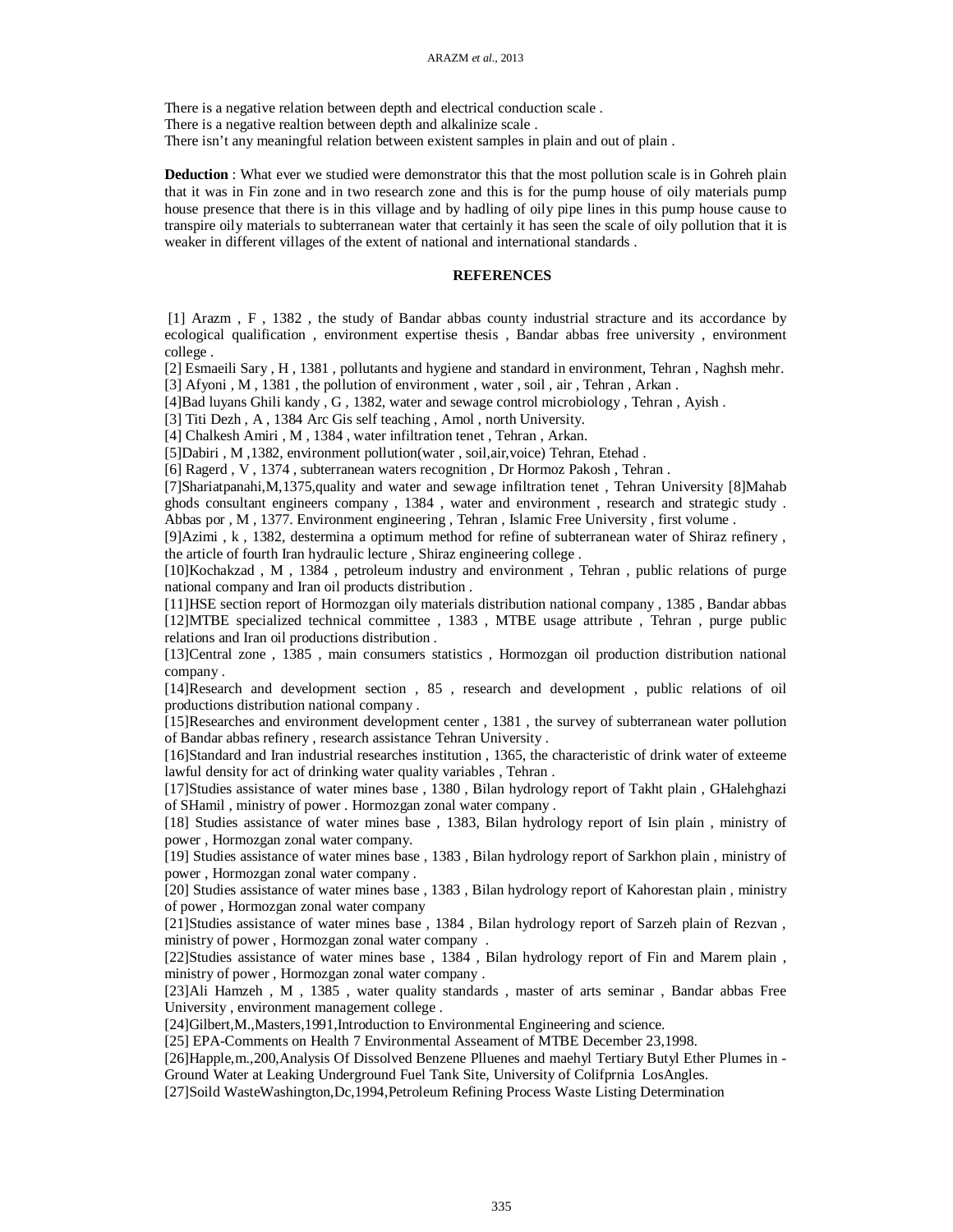There is a negative relation between depth and electrical conduction scale .
There is a negative realtion between depth and alkalinize scale .
There isn't any meaningful relation between existent samples in plain and out of plain .

**Deduction** : What ever we studied were demonstrator this that the most pollution scale is in Gohreh plain that it was in Fin zone and in two research zone and this is for the pump house of oily materials pump house presence that there is in this village and by hadling of oily pipe lines in this pump house cause to transpire oily materials to subterranean water that certainly it has seen the scale of oily pollution that it is weaker in different villages of the extent of national and international standards .

## REFERENCES

[1] Arazm , F , 1382 , the study of Bandar abbas county industrial stracture and its accordance by ecological qualification , environment expertise thesis , Bandar abbas free university , environment college .
[2] Esmaeili Sary , H , 1381 , pollutants and hygiene and standard in environment, Tehran , Naghsh mehr.
[3] Afyoni , M , 1381 , the pollution of environment , water , soil , air , Tehran , Arkan .
[4]Bad luyans Ghili kandy , G , 1382, water and sewage control microbiology , Tehran , Ayish .
[3] Titi Dezh , A , 1384 Arc Gis self teaching , Amol , north University.
[4] Chalkesh Amiri , M , 1384 , water infiltration tenet , Tehran , Arkan.
[5]Dabiri , M ,1382, environment pollution(water , soil,air,voice) Tehran, Etehad .
[6] Ragerd , V , 1374 , subterranean waters recognition , Dr Hormoz Pakosh , Tehran .
[7]Shariatpanahi,M,1375,quality and water and sewage infiltration tenet , Tehran University [8]Mahab ghods consultant engineers company , 1384 , water and environment , research and strategic study . Abbas por , M , 1377. Environment engineering , Tehran , Islamic Free University , first volume .
[9]Azimi , k , 1382, destermina a optimum method for refine of subterranean water of Shiraz refinery , the article of fourth Iran hydraulic lecture , Shiraz engineering college .
[10]Kochakzad , M , 1384 , petroleum industry and environment , Tehran , public relations of purge national company and Iran oil products distribution .
[11]HSE section report of Hormozgan oily materials distribution national company , 1385 , Bandar abbas
[12]MTBE specialized technical committee , 1383 , MTBE usage attribute , Tehran , purge public relations and Iran oil productions distribution .
[13]Central zone , 1385 , main consumers statistics , Hormozgan oil production distribution national company .
[14]Research and development section , 85 , research and development , public relations of oil productions distribution national company .
[15]Researches and environment development center , 1381 , the survey of subterranean water pollution of Bandar abbas refinery , research assistance Tehran University .
[16]Standard and Iran industrial researches institution , 1365, the characteristic of drink water of exteeme lawful density for act of drinking water quality variables , Tehran .
[17]Studies assistance of water mines base , 1380 , Bilan hydrology report of Takht plain , GHalehghazi of SHamil , ministry of power . Hormozgan zonal water company .
[18] Studies assistance of water mines base , 1383, Bilan hydrology report of Isin plain , ministry of power , Hormozgan zonal water company.
[19] Studies assistance of water mines base , 1383 , Bilan hydrology report of Sarkhon plain , ministry of power , Hormozgan zonal water company .
[20] Studies assistance of water mines base , 1383 , Bilan hydrology report of Kahorestan plain , ministry of power , Hormozgan zonal water company
[21]Studies assistance of water mines base , 1384 , Bilan hydrology report of Sarzeh plain of Rezvan , ministry of power , Hormozgan zonal water company .
[22]Studies assistance of water mines base , 1384 , Bilan hydrology report of Fin and Marem plain , ministry of power , Hormozgan zonal water company .
[23]Ali Hamzeh , M , 1385 , water quality standards , master of arts seminar , Bandar abbas Free University , environment management college .
[24]Gilbert,M.,Masters,1991,Introduction to Environmental Engineering and science.
[25] EPA-Comments on Health 7 Environmental Asseament of MTBE December 23,1998.
[26]Happle,m.,200,Analysis Of Dissolved Benzene Plluenes and maehyl Tertiary Butyl Ether Plumes in -Ground Water at Leaking Underground Fuel Tank Site, University of Colifprnia LosAngles.
[27]Soild WasteWashington,Dc,1994,Petroleum Refining Process Waste Listing Determination